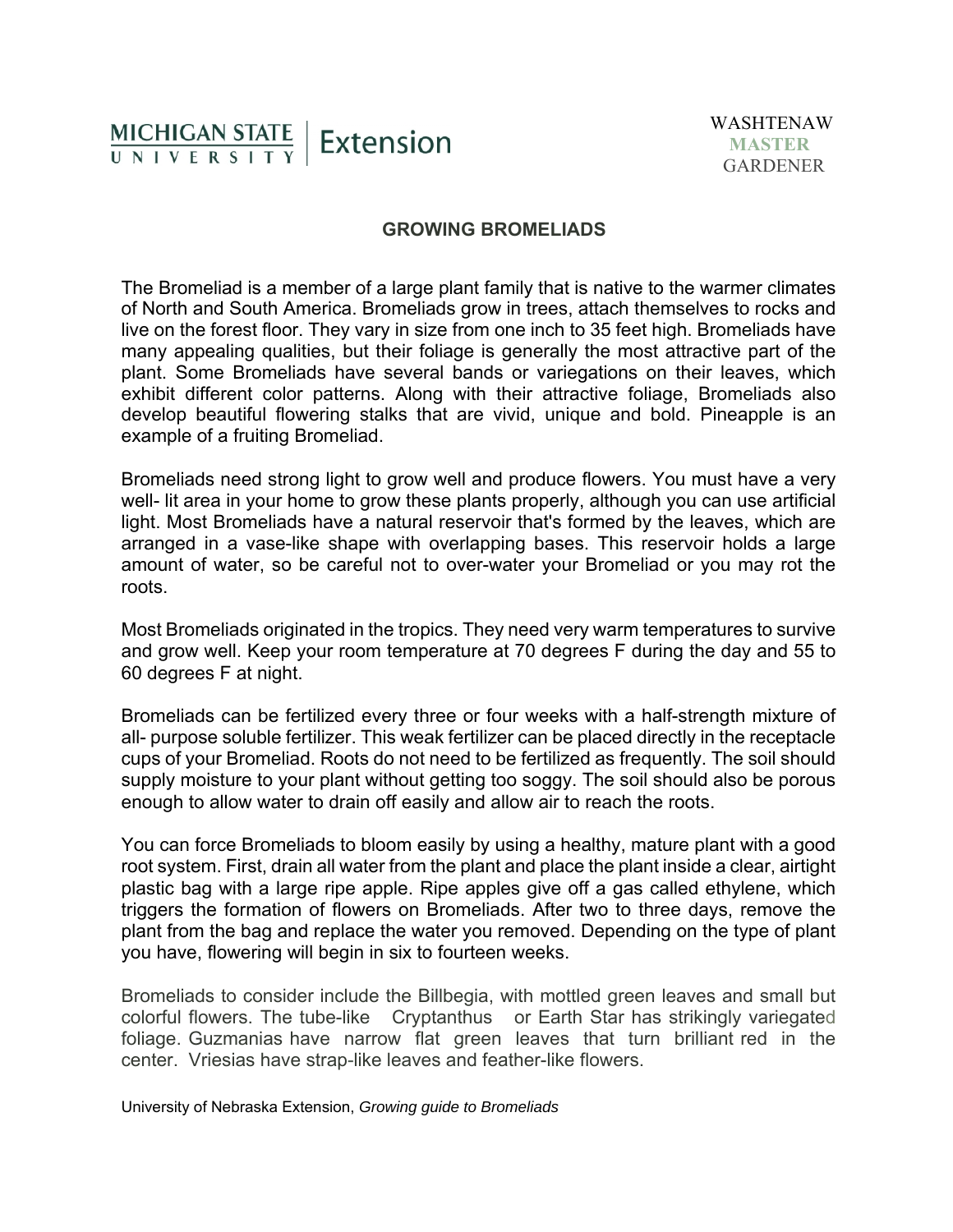MICHIGAN STATE UNIVERSITY | Extension

WASHTENAW
MASTER
GARDENER

# GROWING BROMELIADS

The Bromeliad is a member of a large plant family that is native to the warmer climates of North and South America. Bromeliads grow in trees, attach themselves to rocks and live on the forest floor. They vary in size from one inch to 35 feet high. Bromeliads have many appealing qualities, but their foliage is generally the most attractive part of the plant. Some Bromeliads have several bands or variegations on their leaves, which exhibit different color patterns. Along with their attractive foliage, Bromeliads also develop beautiful flowering stalks that are vivid, unique and bold. Pineapple is an example of a fruiting Bromeliad.

Bromeliads need strong light to grow well and produce flowers. You must have a very well- lit area in your home to grow these plants properly, although you can use artificial light. Most Bromeliads have a natural reservoir that's formed by the leaves, which are arranged in a vase-like shape with overlapping bases. This reservoir holds a large amount of water, so be careful not to over-water your Bromeliad or you may rot the roots.

Most Bromeliads originated in the tropics. They need very warm temperatures to survive and grow well. Keep your room temperature at 70 degrees F during the day and 55 to 60 degrees F at night.

Bromeliads can be fertilized every three or four weeks with a half-strength mixture of all- purpose soluble fertilizer. This weak fertilizer can be placed directly in the receptacle cups of your Bromeliad. Roots do not need to be fertilized as frequently. The soil should supply moisture to your plant without getting too soggy. The soil should also be porous enough to allow water to drain off easily and allow air to reach the roots.

You can force Bromeliads to bloom easily by using a healthy, mature plant with a good root system. First, drain all water from the plant and place the plant inside a clear, airtight plastic bag with a large ripe apple. Ripe apples give off a gas called ethylene, which triggers the formation of flowers on Bromeliads. After two to three days, remove the plant from the bag and replace the water you removed. Depending on the type of plant you have, flowering will begin in six to fourteen weeks.

Bromeliads to consider include the Billbegia, with mottled green leaves and small but colorful flowers. The tube-like Cryptanthus or Earth Star has strikingly variegated foliage. Guzmanias have narrow flat green leaves that turn brilliant red in the center. Vriesias have strap-like leaves and feather-like flowers.

University of Nebraska Extension, *Growing guide to Bromeliads*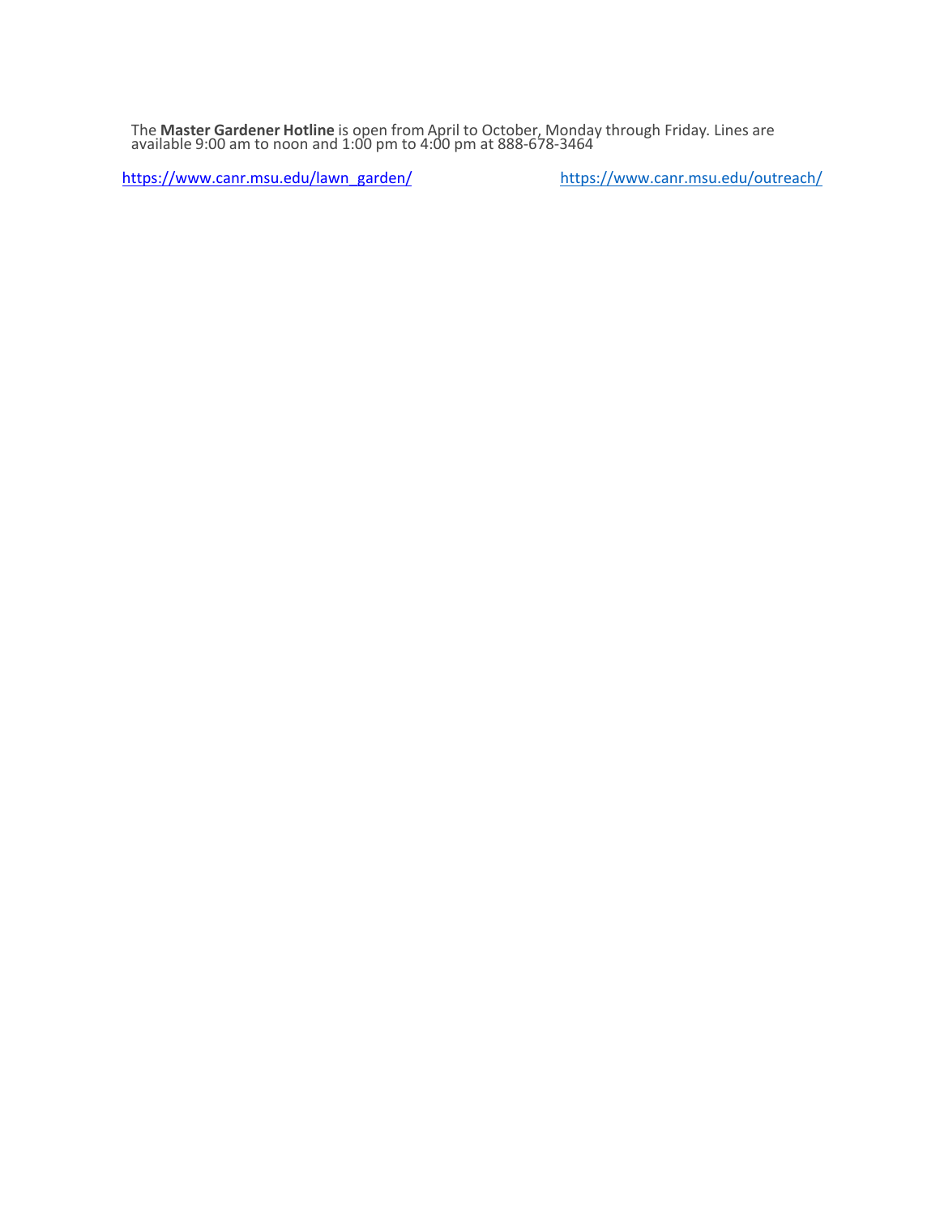The **Master Gardener Hotline** is open from April to October, Monday through Friday. Lines are available 9:00 am to noon and 1:00 pm to 4:00 pm at 888-678-3464

https://www.canr.msu.edu/lawn_garden/

https://www.canr.msu.edu/outreach/